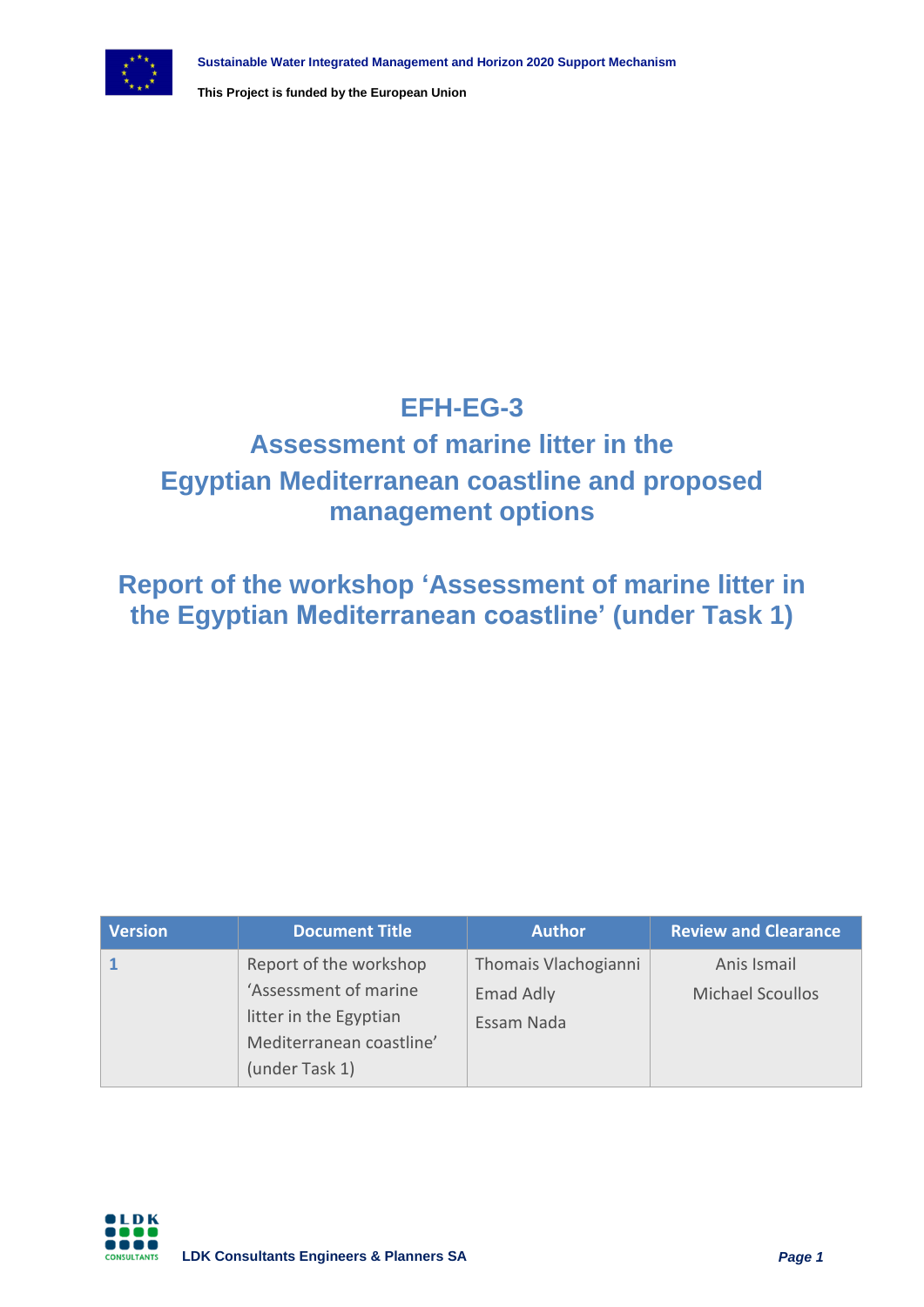Sustainable Water Integrated Management and Horizon 2020 Support Mechanism

This Project is funded by the European Union

# EFH-EG-3

# Assessment of marine litter in the Egyptian Mediterranean coastline and proposed management options

## Report of the workshop 'Assessment of marine litter in the Egyptian Mediterranean coastline' (under Task 1)

| Version | Document Title | Author | Review and Clearance |
|---|---|---|---|
| 1 | Report of the workshop 'Assessment of marine litter in the Egyptian Mediterranean coastline' (under Task 1) | Thomais Vlachogianni<br>Emad Adly<br>Essam Nada | Anis Ismail<br>Michael Scoullos |

LDK Consultants Engineers & Planners SA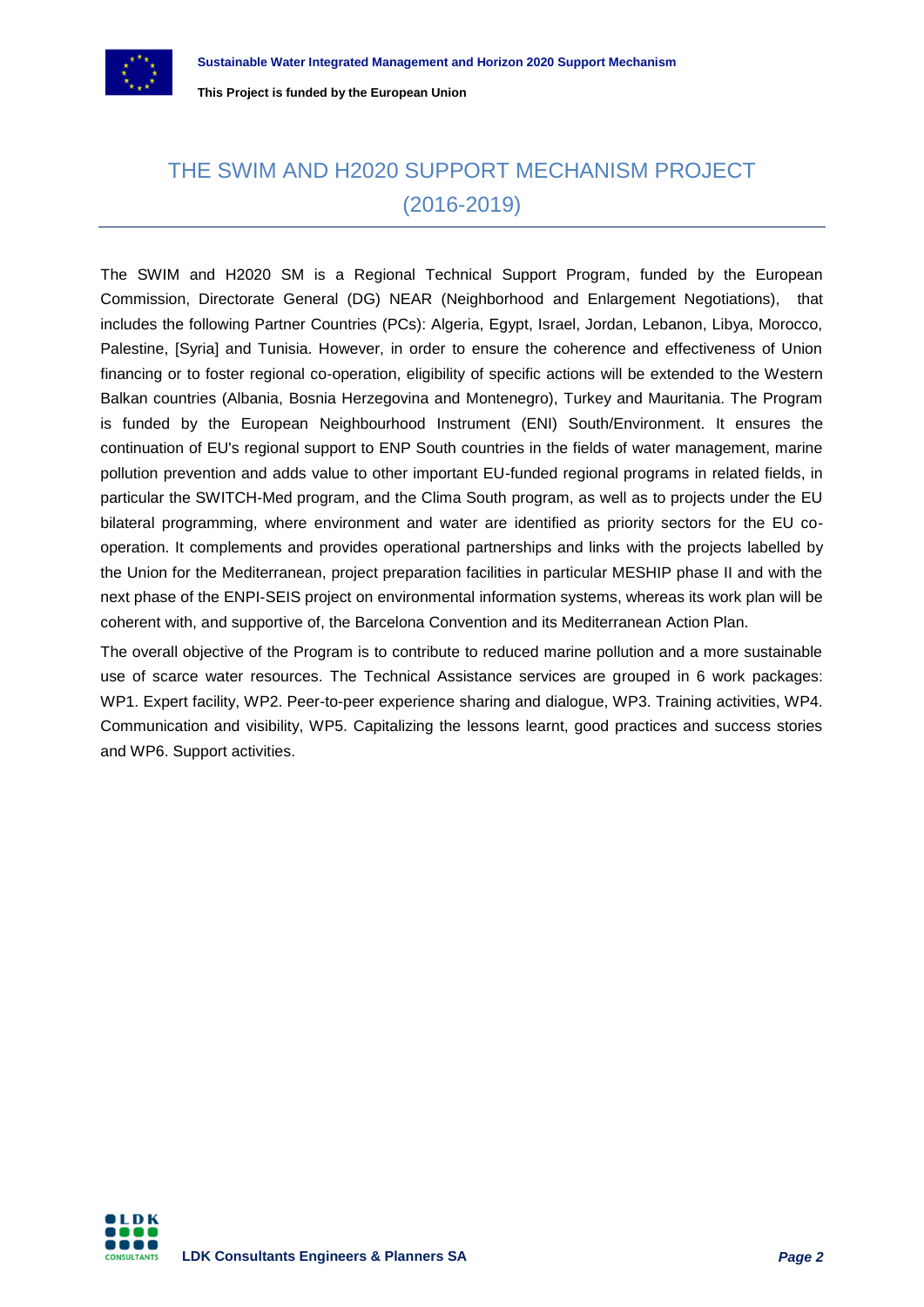# THE SWIM AND H2020 SUPPORT MECHANISM PROJECT (2016-2019)

The SWIM and H2020 SM is a Regional Technical Support Program, funded by the European Commission, Directorate General (DG) NEAR (Neighborhood and Enlargement Negotiations), that includes the following Partner Countries (PCs): Algeria, Egypt, Israel, Jordan, Lebanon, Libya, Morocco, Palestine, [Syria] and Tunisia. However, in order to ensure the coherence and effectiveness of Union financing or to foster regional co-operation, eligibility of specific actions will be extended to the Western Balkan countries (Albania, Bosnia Herzegovina and Montenegro), Turkey and Mauritania. The Program is funded by the European Neighbourhood Instrument (ENI) South/Environment. It ensures the continuation of EU's regional support to ENP South countries in the fields of water management, marine pollution prevention and adds value to other important EU-funded regional programs in related fields, in particular the SWITCH-Med program, and the Clima South program, as well as to projects under the EU bilateral programming, where environment and water are identified as priority sectors for the EU co-operation. It complements and provides operational partnerships and links with the projects labelled by the Union for the Mediterranean, project preparation facilities in particular MESHIP phase II and with the next phase of the ENPI-SEIS project on environmental information systems, whereas its work plan will be coherent with, and supportive of, the Barcelona Convention and its Mediterranean Action Plan.

The overall objective of the Program is to contribute to reduced marine pollution and a more sustainable use of scarce water resources. The Technical Assistance services are grouped in 6 work packages: WP1. Expert facility, WP2. Peer-to-peer experience sharing and dialogue, WP3. Training activities, WP4. Communication and visibility, WP5. Capitalizing the lessons learnt, good practices and success stories and WP6. Support activities.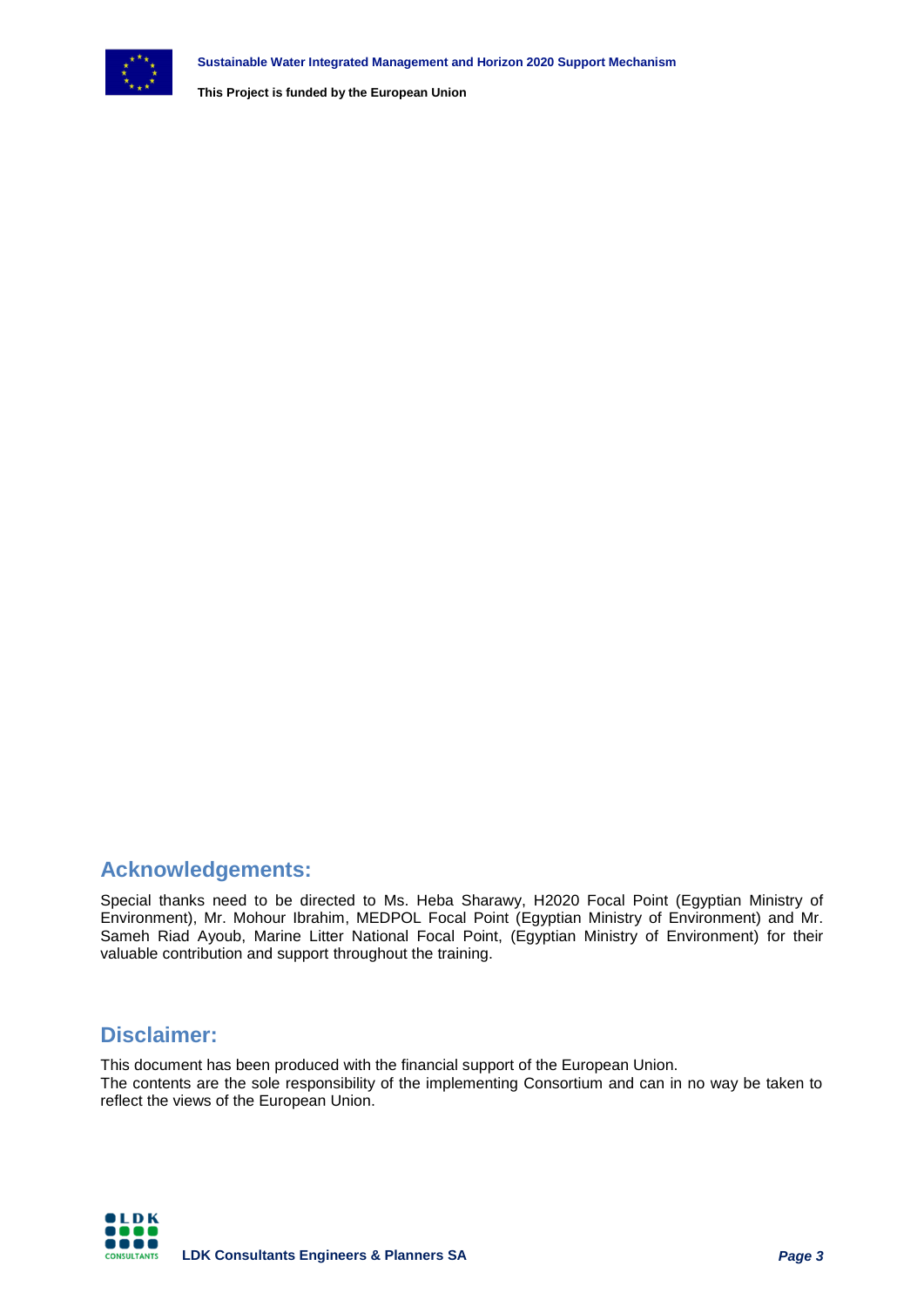## Acknowledgements:

Special thanks need to be directed to Ms. Heba Sharawy, H2020 Focal Point (Egyptian Ministry of Environment), Mr. Mohour Ibrahim, MEDPOL Focal Point (Egyptian Ministry of Environment) and Mr. Sameh Riad Ayoub, Marine Litter National Focal Point, (Egyptian Ministry of Environment) for their valuable contribution and support throughout the training.

## Disclaimer:

This document has been produced with the financial support of the European Union.
The contents are the sole responsibility of the implementing Consortium and can in no way be taken to reflect the views of the European Union.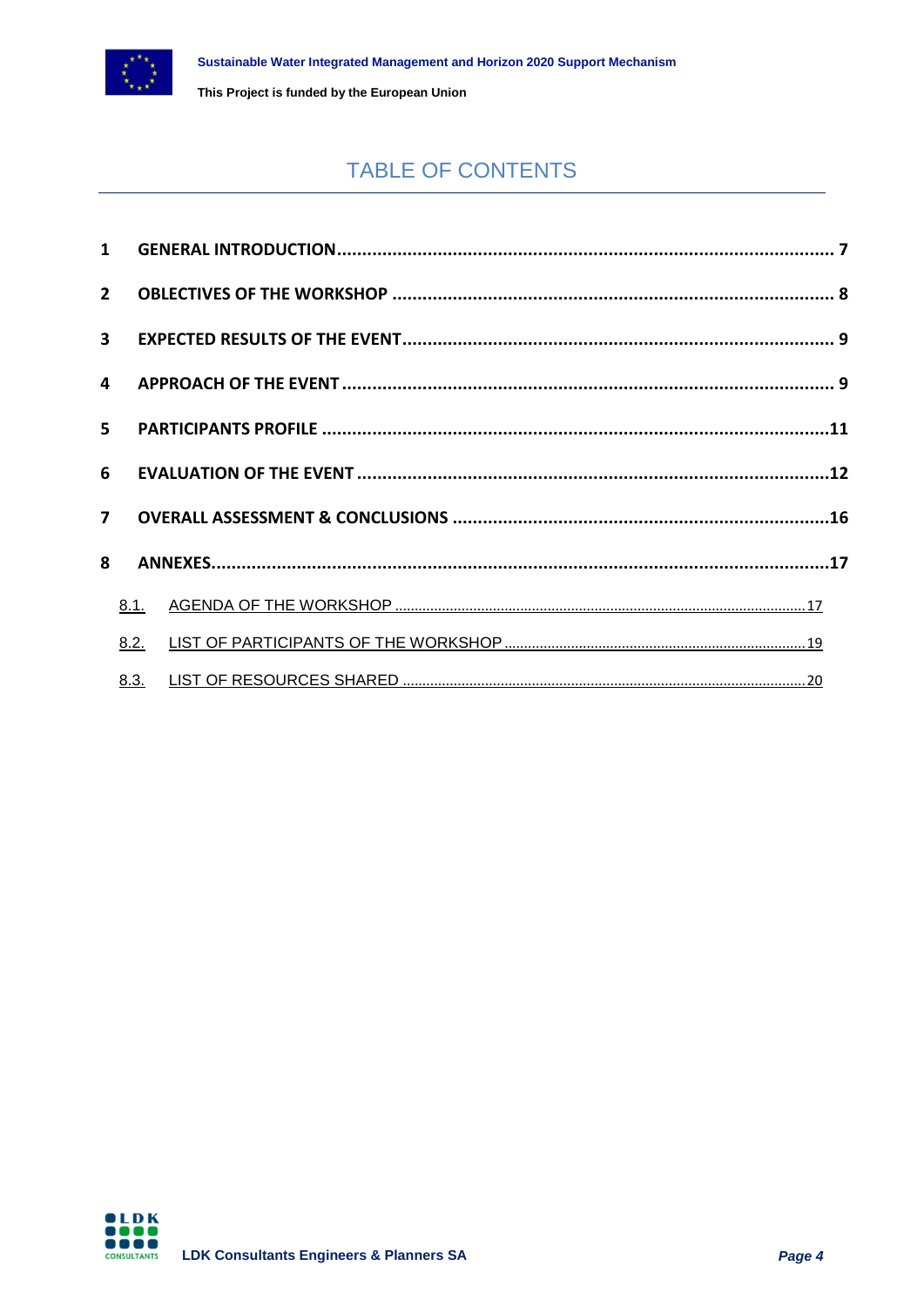# TABLE OF CONTENTS

1 GENERAL INTRODUCTION ... 7

2 OBLECTIVES OF THE WORKSHOP ... 8

3 EXPECTED RESULTS OF THE EVENT ... 9

4 APPROACH OF THE EVENT ... 9

5 PARTICIPANTS PROFILE ... 11

6 EVALUATION OF THE EVENT ... 12

7 OVERALL ASSESSMENT & CONCLUSIONS ... 16

8 ANNEXES ... 17

- 8.1. AGENDA OF THE WORKSHOP ... 17
- 8.2. LIST OF PARTICIPANTS OF THE WORKSHOP ... 19
- 8.3. LIST OF RESOURCES SHARED ... 20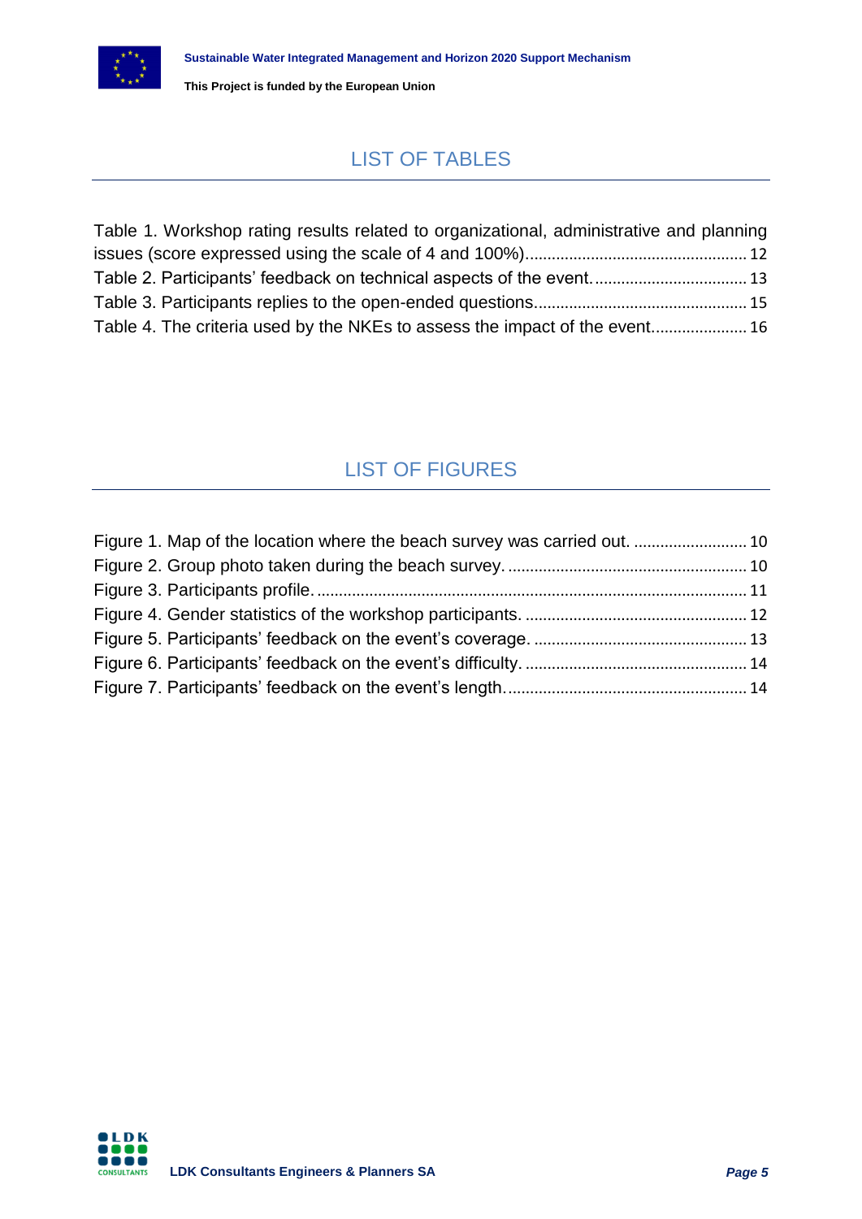# LIST OF TABLES

Table 1. Workshop rating results related to organizational, administrative and planning issues (score expressed using the scale of 4 and 100%)........................................................ 12
Table 2. Participants' feedback on technical aspects of the event. ................................. 13
Table 3. Participants replies to the open-ended questions................................................ 15
Table 4. The criteria used by the NKEs to assess the impact of the event........................ 16

# LIST OF FIGURES

Figure 1. Map of the location where the beach survey was carried out. .......................... 10
Figure 2. Group photo taken during the beach survey. ...................................................... 10
Figure 3. Participants profile. ................................................................................................ 11
Figure 4. Gender statistics of the workshop participants. .................................................. 12
Figure 5. Participants' feedback on the event's coverage. ................................................ 13
Figure 6. Participants' feedback on the event's difficulty. .................................................. 14
Figure 7. Participants' feedback on the event's length. ...................................................... 14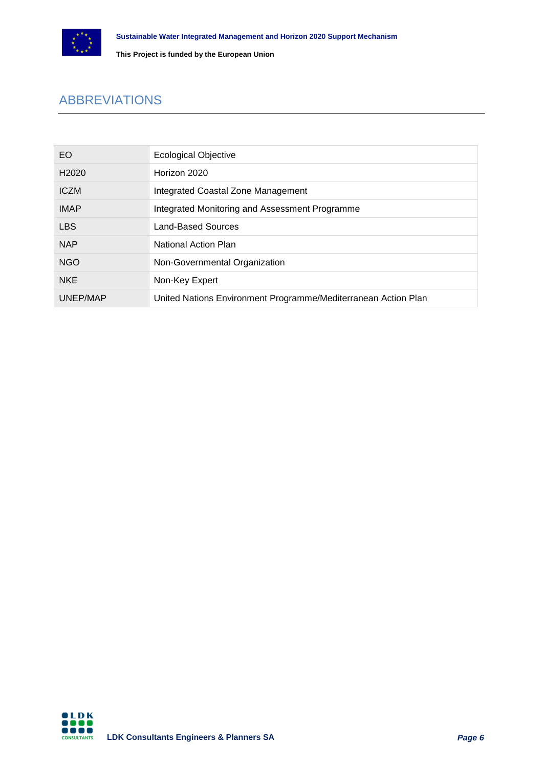# ABBREVIATIONS

| | |
|---|---|
| EO | Ecological Objective |
| H2020 | Horizon 2020 |
| ICZM | Integrated Coastal Zone Management |
| IMAP | Integrated Monitoring and Assessment Programme |
| LBS | Land-Based Sources |
| NAP | National Action Plan |
| NGO | Non-Governmental Organization |
| NKE | Non-Key Expert |
| UNEP/MAP | United Nations Environment Programme/Mediterranean Action Plan |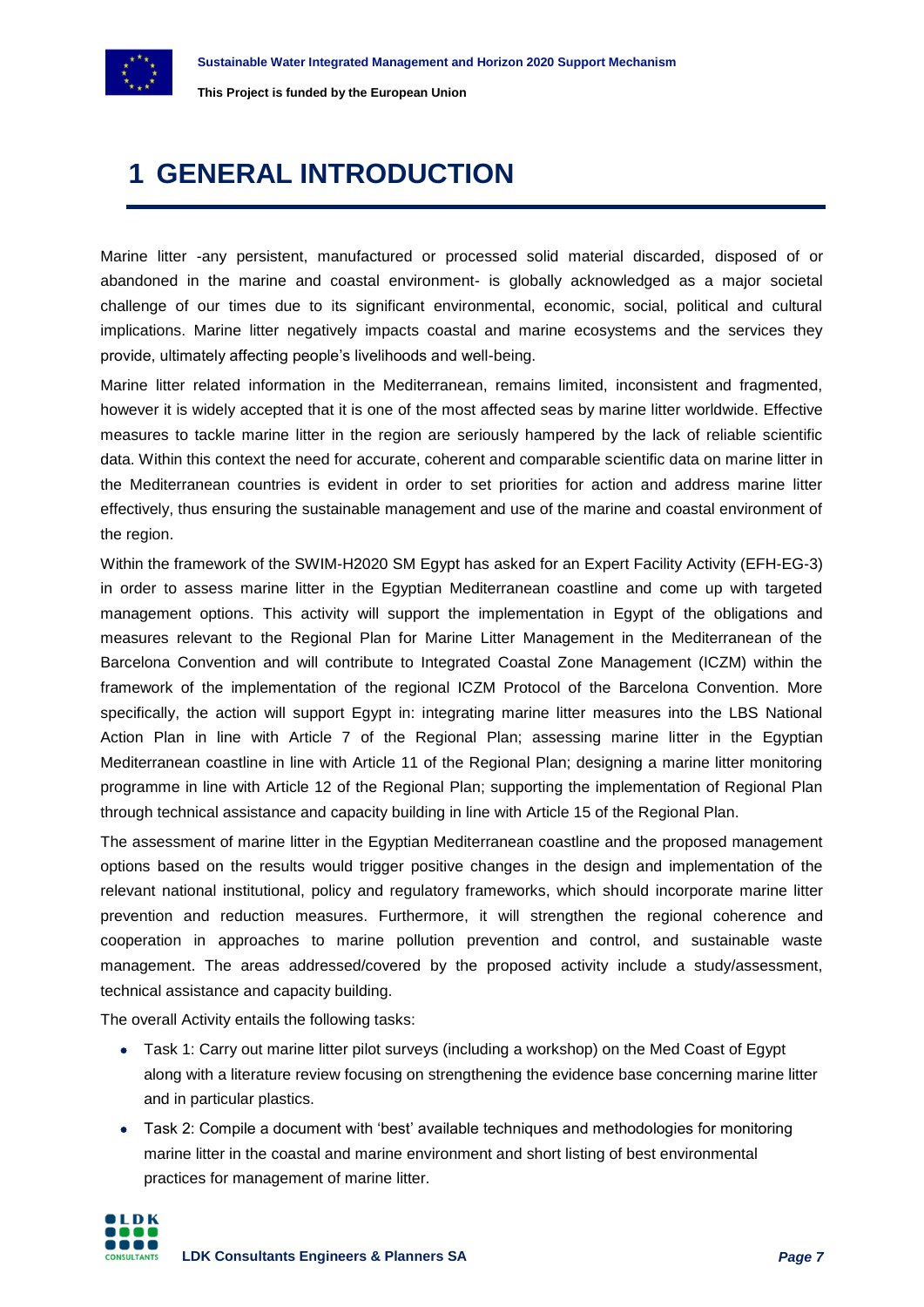# 1 GENERAL INTRODUCTION

Marine litter -any persistent, manufactured or processed solid material discarded, disposed of or abandoned in the marine and coastal environment- is globally acknowledged as a major societal challenge of our times due to its significant environmental, economic, social, political and cultural implications. Marine litter negatively impacts coastal and marine ecosystems and the services they provide, ultimately affecting people's livelihoods and well-being.

Marine litter related information in the Mediterranean, remains limited, inconsistent and fragmented, however it is widely accepted that it is one of the most affected seas by marine litter worldwide. Effective measures to tackle marine litter in the region are seriously hampered by the lack of reliable scientific data. Within this context the need for accurate, coherent and comparable scientific data on marine litter in the Mediterranean countries is evident in order to set priorities for action and address marine litter effectively, thus ensuring the sustainable management and use of the marine and coastal environment of the region.

Within the framework of the SWIM-H2020 SM Egypt has asked for an Expert Facility Activity (EFH-EG-3) in order to assess marine litter in the Egyptian Mediterranean coastline and come up with targeted management options. This activity will support the implementation in Egypt of the obligations and measures relevant to the Regional Plan for Marine Litter Management in the Mediterranean of the Barcelona Convention and will contribute to Integrated Coastal Zone Management (ICZM) within the framework of the implementation of the regional ICZM Protocol of the Barcelona Convention. More specifically, the action will support Egypt in: integrating marine litter measures into the LBS National Action Plan in line with Article 7 of the Regional Plan; assessing marine litter in the Egyptian Mediterranean coastline in line with Article 11 of the Regional Plan; designing a marine litter monitoring programme in line with Article 12 of the Regional Plan; supporting the implementation of Regional Plan through technical assistance and capacity building in line with Article 15 of the Regional Plan.

The assessment of marine litter in the Egyptian Mediterranean coastline and the proposed management options based on the results would trigger positive changes in the design and implementation of the relevant national institutional, policy and regulatory frameworks, which should incorporate marine litter prevention and reduction measures. Furthermore, it will strengthen the regional coherence and cooperation in approaches to marine pollution prevention and control, and sustainable waste management. The areas addressed/covered by the proposed activity include a study/assessment, technical assistance and capacity building.

The overall Activity entails the following tasks:

- Task 1: Carry out marine litter pilot surveys (including a workshop) on the Med Coast of Egypt along with a literature review focusing on strengthening the evidence base concerning marine litter and in particular plastics.
- Task 2: Compile a document with 'best' available techniques and methodologies for monitoring marine litter in the coastal and marine environment and short listing of best environmental practices for management of marine litter.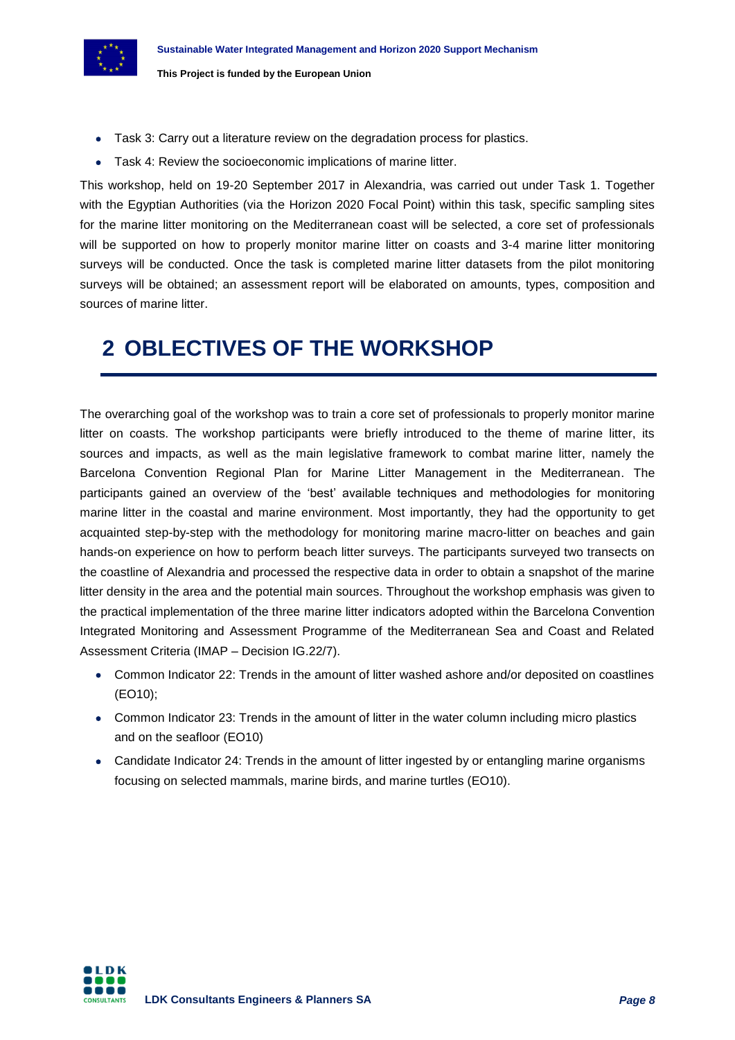- Task 3: Carry out a literature review on the degradation process for plastics.
- Task 4: Review the socioeconomic implications of marine litter.

This workshop, held on 19-20 September 2017 in Alexandria, was carried out under Task 1. Together with the Egyptian Authorities (via the Horizon 2020 Focal Point) within this task, specific sampling sites for the marine litter monitoring on the Mediterranean coast will be selected, a core set of professionals will be supported on how to properly monitor marine litter on coasts and 3-4 marine litter monitoring surveys will be conducted. Once the task is completed marine litter datasets from the pilot monitoring surveys will be obtained; an assessment report will be elaborated on amounts, types, composition and sources of marine litter.

# 2 OBJECTIVES OF THE WORKSHOP

The overarching goal of the workshop was to train a core set of professionals to properly monitor marine litter on coasts. The workshop participants were briefly introduced to the theme of marine litter, its sources and impacts, as well as the main legislative framework to combat marine litter, namely the Barcelona Convention Regional Plan for Marine Litter Management in the Mediterranean. The participants gained an overview of the 'best' available techniques and methodologies for monitoring marine litter in the coastal and marine environment. Most importantly, they had the opportunity to get acquainted step-by-step with the methodology for monitoring marine macro-litter on beaches and gain hands-on experience on how to perform beach litter surveys. The participants surveyed two transects on the coastline of Alexandria and processed the respective data in order to obtain a snapshot of the marine litter density in the area and the potential main sources. Throughout the workshop emphasis was given to the practical implementation of the three marine litter indicators adopted within the Barcelona Convention Integrated Monitoring and Assessment Programme of the Mediterranean Sea and Coast and Related Assessment Criteria (IMAP – Decision IG.22/7).

- Common Indicator 22: Trends in the amount of litter washed ashore and/or deposited on coastlines (EO10);
- Common Indicator 23: Trends in the amount of litter in the water column including micro plastics and on the seafloor (EO10)
- Candidate Indicator 24: Trends in the amount of litter ingested by or entangling marine organisms focusing on selected mammals, marine birds, and marine turtles (EO10).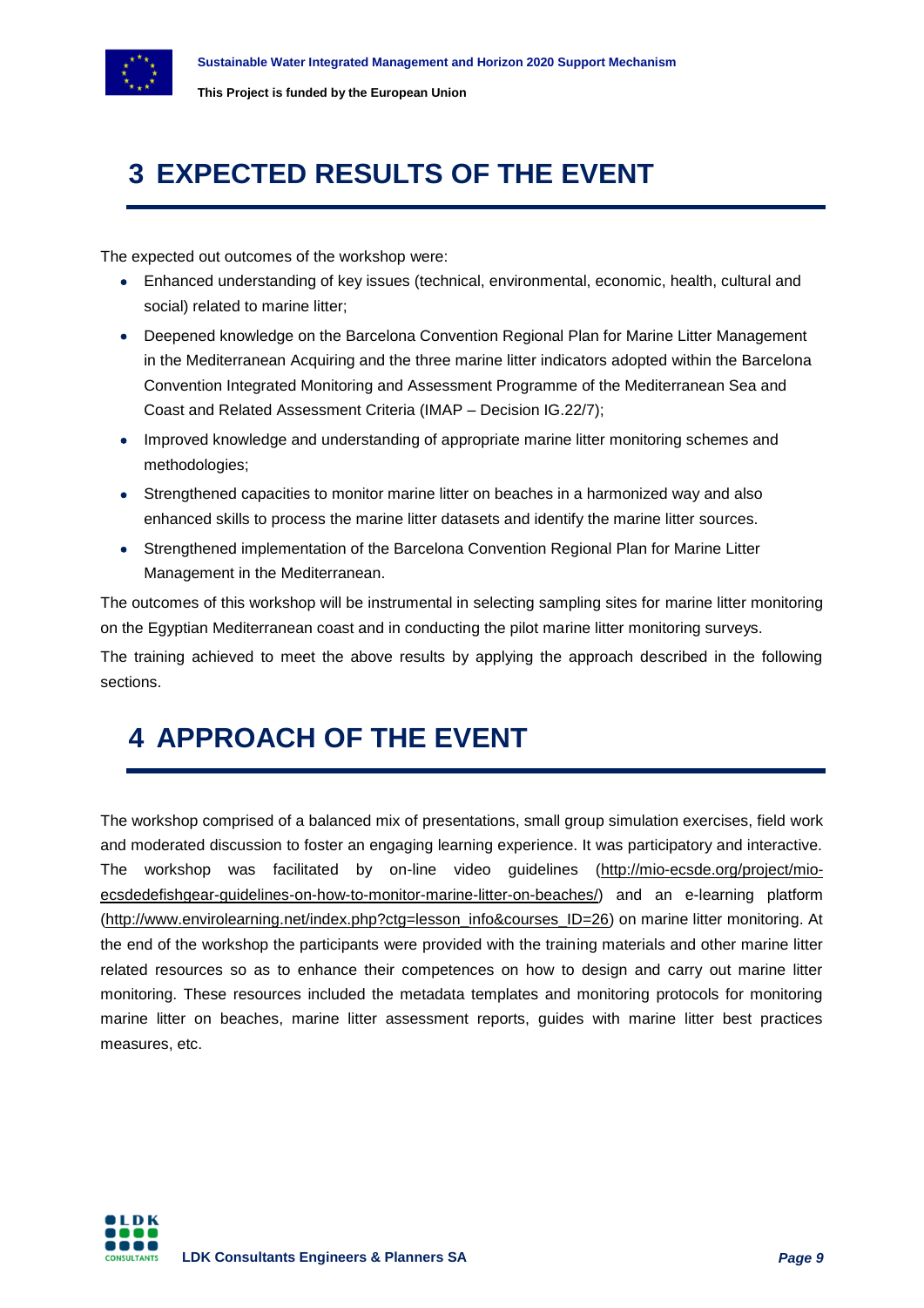# 3 EXPECTED RESULTS OF THE EVENT

The expected out outcomes of the workshop were:

- Enhanced understanding of key issues (technical, environmental, economic, health, cultural and social) related to marine litter;
- Deepened knowledge on the Barcelona Convention Regional Plan for Marine Litter Management in the Mediterranean Acquiring and the three marine litter indicators adopted within the Barcelona Convention Integrated Monitoring and Assessment Programme of the Mediterranean Sea and Coast and Related Assessment Criteria (IMAP – Decision IG.22/7);
- Improved knowledge and understanding of appropriate marine litter monitoring schemes and methodologies;
- Strengthened capacities to monitor marine litter on beaches in a harmonized way and also enhanced skills to process the marine litter datasets and identify the marine litter sources.
- Strengthened implementation of the Barcelona Convention Regional Plan for Marine Litter Management in the Mediterranean.

The outcomes of this workshop will be instrumental in selecting sampling sites for marine litter monitoring on the Egyptian Mediterranean coast and in conducting the pilot marine litter monitoring surveys.

The training achieved to meet the above results by applying the approach described in the following sections.

# 4 APPROACH OF THE EVENT

The workshop comprised of a balanced mix of presentations, small group simulation exercises, field work and moderated discussion to foster an engaging learning experience. It was participatory and interactive. The workshop was facilitated by on-line video guidelines (http://mio-ecsde.org/project/mio-ecsdedefishgear-guidelines-on-how-to-monitor-marine-litter-on-beaches/) and an e-learning platform (http://www.envirolearning.net/index.php?ctg=lesson_info&courses_ID=26) on marine litter monitoring. At the end of the workshop the participants were provided with the training materials and other marine litter related resources so as to enhance their competences on how to design and carry out marine litter monitoring. These resources included the metadata templates and monitoring protocols for monitoring marine litter on beaches, marine litter assessment reports, guides with marine litter best practices measures, etc.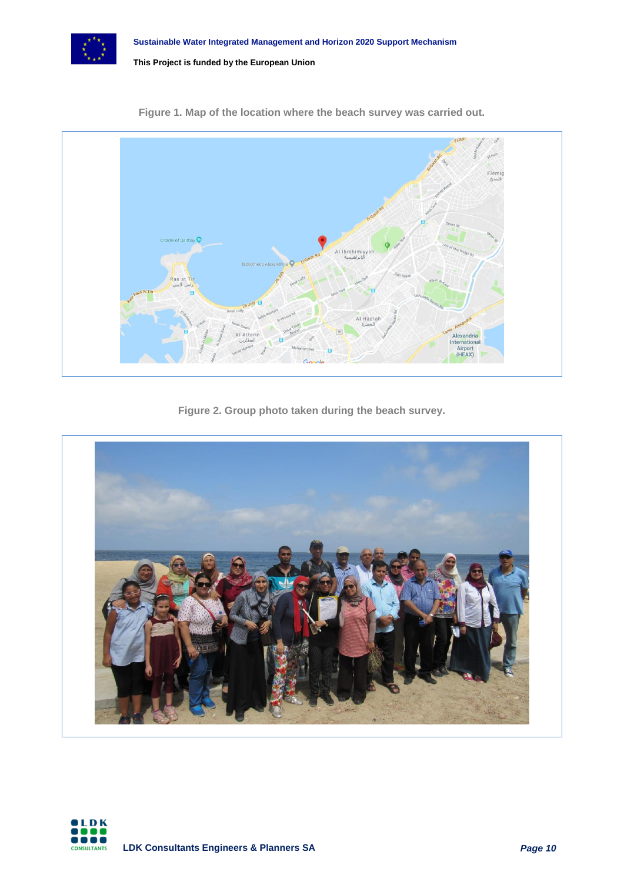**Figure 1. Map of the location where the beach survey was carried out.**

**Figure 2. Group photo taken during the beach survey.**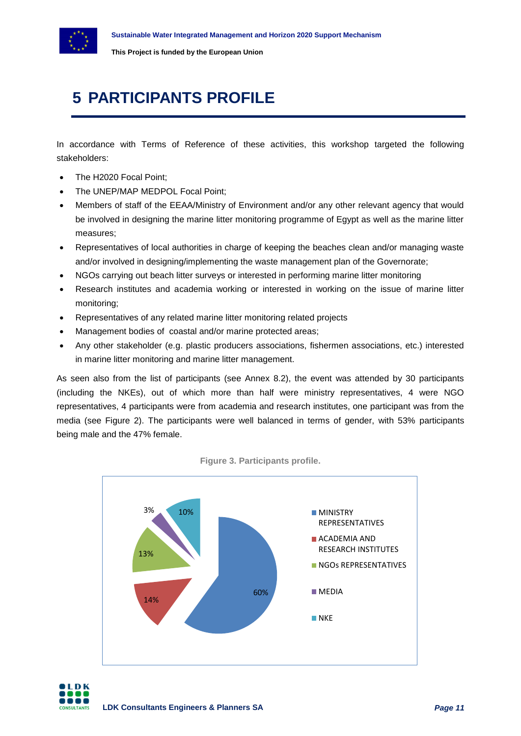# 5 PARTICIPANTS PROFILE

In accordance with Terms of Reference of these activities, this workshop targeted the following stakeholders:

- The H2020 Focal Point;
- The UNEP/MAP MEDPOL Focal Point;
- Members of staff of the EEAA/Ministry of Environment and/or any other relevant agency that would be involved in designing the marine litter monitoring programme of Egypt as well as the marine litter measures;
- Representatives of local authorities in charge of keeping the beaches clean and/or managing waste and/or involved in designing/implementing the waste management plan of the Governorate;
- NGOs carrying out beach litter surveys or interested in performing marine litter monitoring
- Research institutes and academia working or interested in working on the issue of marine litter monitoring;
- Representatives of any related marine litter monitoring related projects
- Management bodies of coastal and/or marine protected areas;
- Any other stakeholder (e.g. plastic producers associations, fishermen associations, etc.) interested in marine litter monitoring and marine litter management.

As seen also from the list of participants (see Annex 8.2), the event was attended by 30 participants (including the NKEs), out of which more than half were ministry representatives, 4 were NGO representatives, 4 participants were from academia and research institutes, one participant was from the media (see Figure 2). The participants were well balanced in terms of gender, with 53% participants being male and the 47% female.

**Figure 3. Participants profile.**

| Category | Share |
|---|---|
| MINISTRY REPRESENTATIVES | 60% |
| ACADEMIA AND RESEARCH INSTITUTES | 14% |
| NGOs REPRESENTATIVES | 13% |
| MEDIA | 3% |
| NKE | 10% |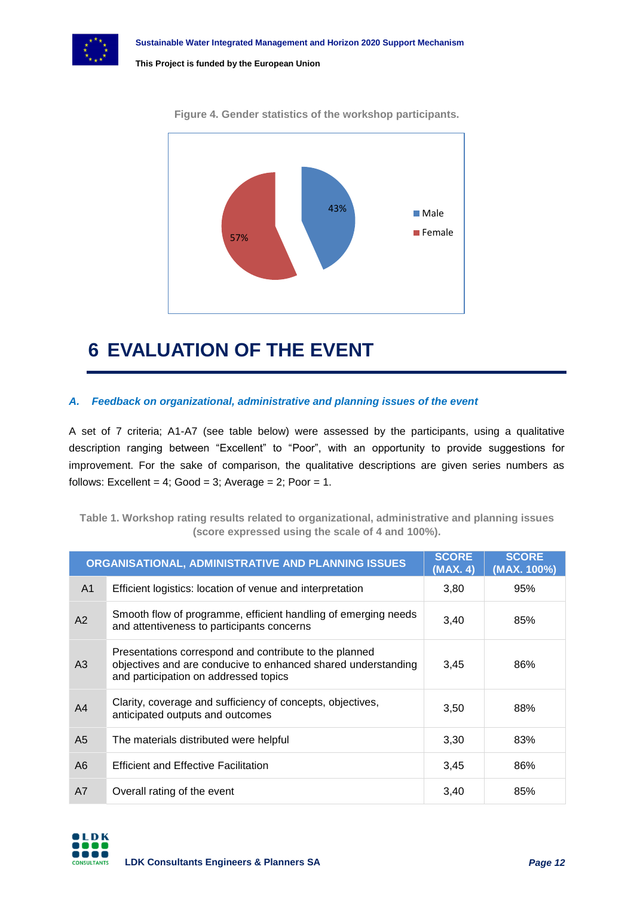Figure 4. Gender statistics of the workshop participants.

# 6 EVALUATION OF THE EVENT

### *A. Feedback on organizational, administrative and planning issues of the event*

A set of 7 criteria; A1-A7 (see table below) were assessed by the participants, using a qualitative description ranging between "Excellent" to "Poor", with an opportunity to provide suggestions for improvement. For the sake of comparison, the qualitative descriptions are given series numbers as follows: Excellent = 4; Good = 3; Average = 2; Poor = 1.

**Table 1. Workshop rating results related to organizational, administrative and planning issues (score expressed using the scale of 4 and 100%).**

| ORGANISATIONAL, ADMINISTRATIVE AND PLANNING ISSUES | | SCORE (MAX. 4) | SCORE (MAX. 100%) |
|---|---|---|---|
| A1 | Efficient logistics: location of venue and interpretation | 3,80 | 95% |
| A2 | Smooth flow of programme, efficient handling of emerging needs and attentiveness to participants concerns | 3,40 | 85% |
| A3 | Presentations correspond and contribute to the planned objectives and are conducive to enhanced shared understanding and participation on addressed topics | 3,45 | 86% |
| A4 | Clarity, coverage and sufficiency of concepts, objectives, anticipated outputs and outcomes | 3,50 | 88% |
| A5 | The materials distributed were helpful | 3,30 | 83% |
| A6 | Efficient and Effective Facilitation | 3,45 | 86% |
| A7 | Overall rating of the event | 3,40 | 85% |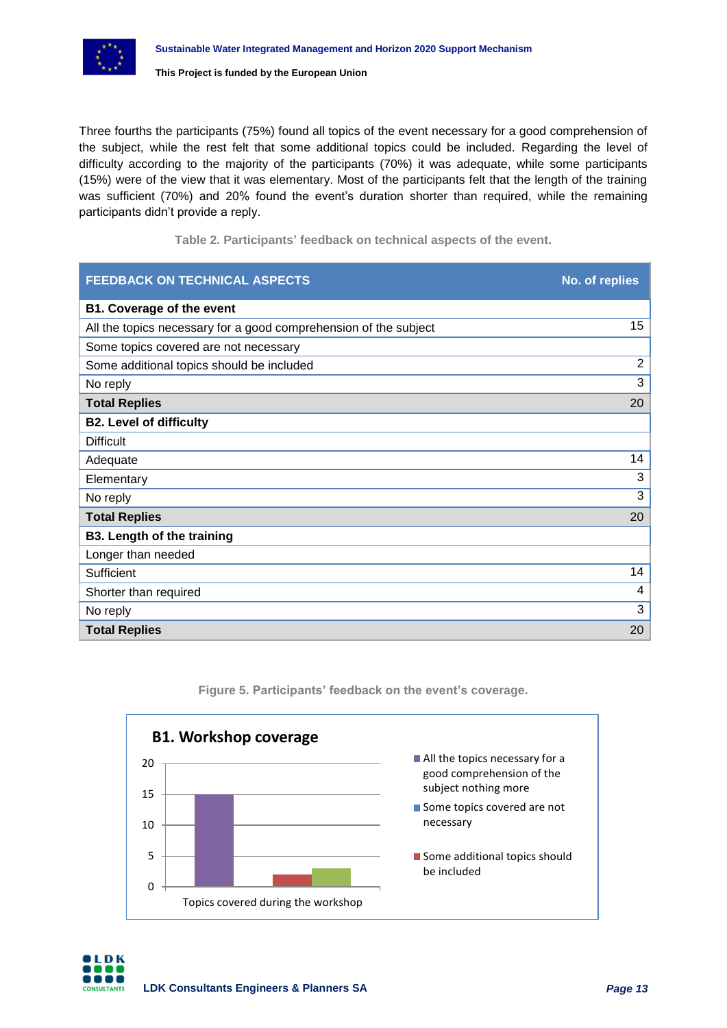Three fourths the participants (75%) found all topics of the event necessary for a good comprehension of the subject, while the rest felt that some additional topics could be included. Regarding the level of difficulty according to the majority of the participants (70%) it was adequate, while some participants (15%) were of the view that it was elementary. Most of the participants felt that the length of the training was sufficient (70%) and 20% found the event's duration shorter than required, while the remaining participants didn't provide a reply.

**Table 2. Participants' feedback on technical aspects of the event.**

| FEEDBACK ON TECHNICAL ASPECTS | No. of replies |
|---|---|
| **B1. Coverage of the event** | |
| All the topics necessary for a good comprehension of the subject | 15 |
| Some topics covered are not necessary | |
| Some additional topics should be included | 2 |
| No reply | 3 |
| **Total Replies** | 20 |
| **B2. Level of difficulty** | |
| Difficult | |
| Adequate | 14 |
| Elementary | 3 |
| No reply | 3 |
| **Total Replies** | 20 |
| **B3. Length of the training** | |
| Longer than needed | |
| Sufficient | 14 |
| Shorter than required | 4 |
| No reply | 3 |
| **Total Replies** | 20 |

**Figure 5. Participants' feedback on the event's coverage.**

**B1. Workshop coverage**

| Topics covered during the workshop | Value |
|---|---|
| All the topics necessary for a good comprehension of the subject nothing more | 15 |
| Some topics covered are not necessary | 0 |
| Some additional topics should be included | 2 |
| (unlabelled) | 3 |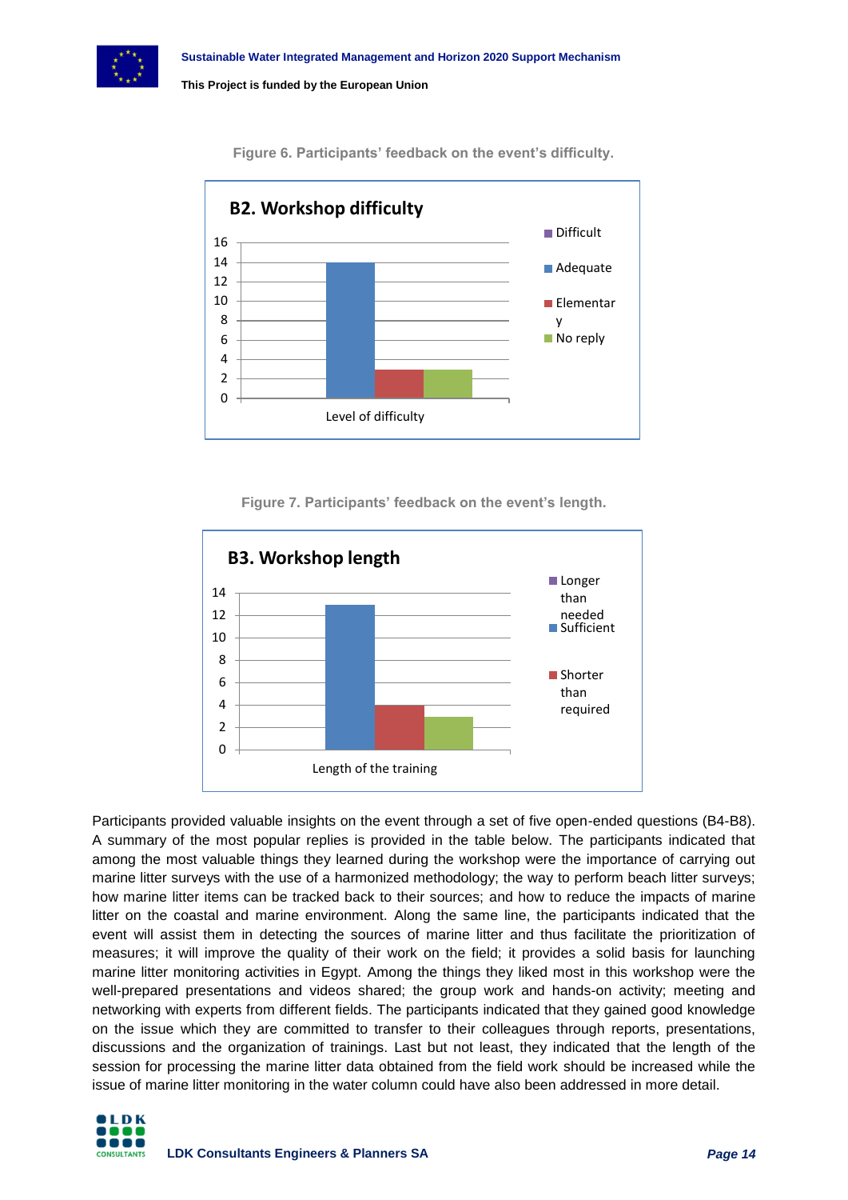Figure 6. Participants' feedback on the event's difficulty.

**B2. Workshop difficulty**

| Level of difficulty | Value |
|---|---|
| Difficult | 0 |
| Adequate | 14 |
| Elementary | 3 |
| No reply | 3 |

Figure 7. Participants' feedback on the event's length.

**B3. Workshop length**

| Length of the training | Value |
|---|---|
| Longer than needed | 0 |
| Sufficient | 13 |
| Shorter than required | 4 |
| (unlabelled, green) | 3 |

Participants provided valuable insights on the event through a set of five open-ended questions (B4-B8). A summary of the most popular replies is provided in the table below. The participants indicated that among the most valuable things they learned during the workshop were the importance of carrying out marine litter surveys with the use of a harmonized methodology; the way to perform beach litter surveys; how marine litter items can be tracked back to their sources; and how to reduce the impacts of marine litter on the coastal and marine environment. Along the same line, the participants indicated that the event will assist them in detecting the sources of marine litter and thus facilitate the prioritization of measures; it will improve the quality of their work on the field; it provides a solid basis for launching marine litter monitoring activities in Egypt. Among the things they liked most in this workshop were the well-prepared presentations and videos shared; the group work and hands-on activity; meeting and networking with experts from different fields. The participants indicated that they gained good knowledge on the issue which they are committed to transfer to their colleagues through reports, presentations, discussions and the organization of trainings. Last but not least, they indicated that the length of the session for processing the marine litter data obtained from the field work should be increased while the issue of marine litter monitoring in the water column could have also been addressed in more detail.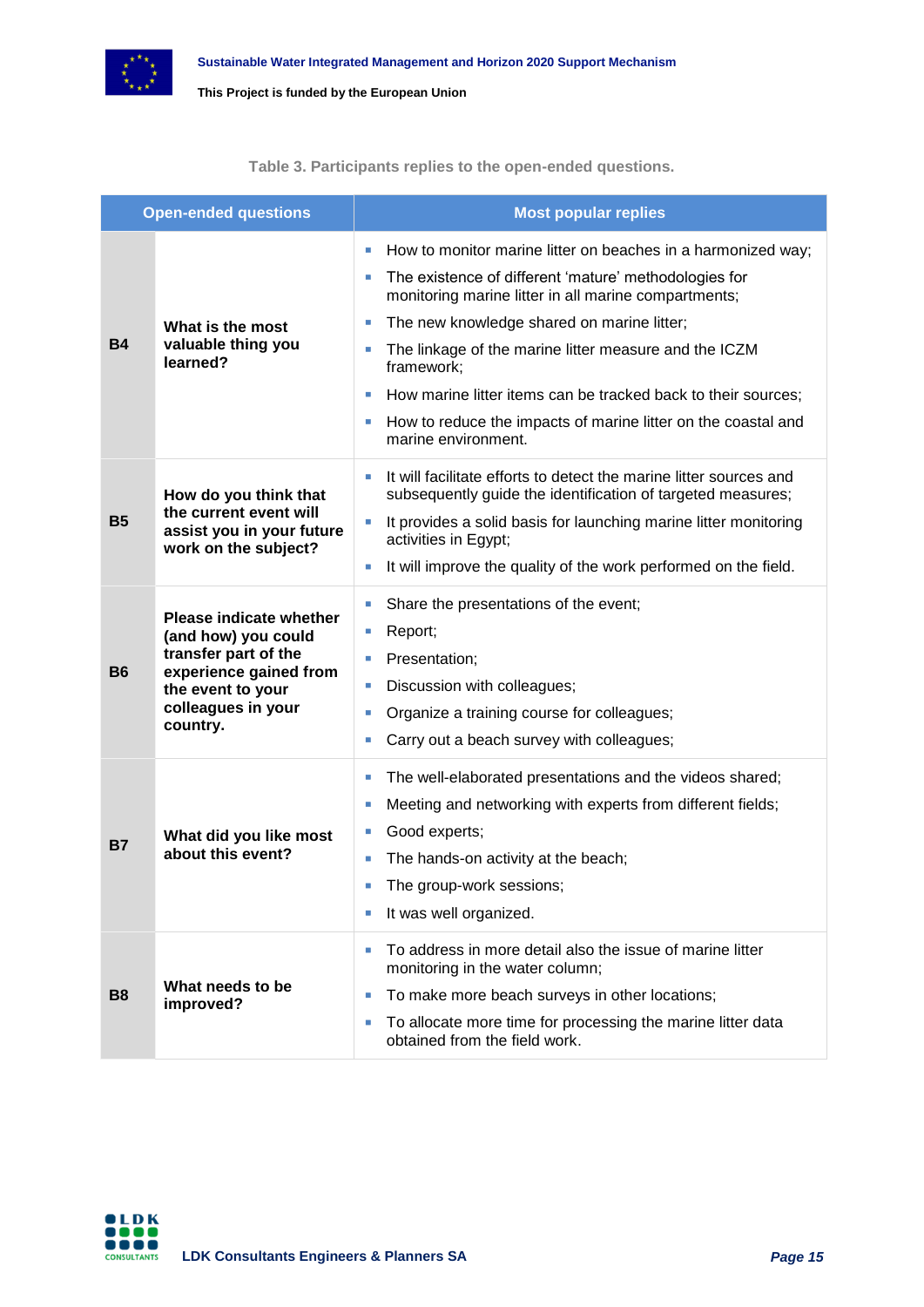Table 3. Participants replies to the open-ended questions.

| Open-ended questions | | Most popular replies |
|---|---|---|
| **B4** | **What is the most valuable thing you learned?** | ▪ How to monitor marine litter on beaches in a harmonized way;<br>▪ The existence of different 'mature' methodologies for monitoring marine litter in all marine compartments;<br>▪ The new knowledge shared on marine litter;<br>▪ The linkage of the marine litter measure and the ICZM framework;<br>▪ How marine litter items can be tracked back to their sources;<br>▪ How to reduce the impacts of marine litter on the coastal and marine environment. |
| **B5** | **How do you think that the current event will assist you in your future work on the subject?** | ▪ It will facilitate efforts to detect the marine litter sources and subsequently guide the identification of targeted measures;<br>▪ It provides a solid basis for launching marine litter monitoring activities in Egypt;<br>▪ It will improve the quality of the work performed on the field. |
| **B6** | **Please indicate whether (and how) you could transfer part of the experience gained from the event to your colleagues in your country.** | ▪ Share the presentations of the event;<br>▪ Report;<br>▪ Presentation;<br>▪ Discussion with colleagues;<br>▪ Organize a training course for colleagues;<br>▪ Carry out a beach survey with colleagues; |
| **B7** | **What did you like most about this event?** | ▪ The well-elaborated presentations and the videos shared;<br>▪ Meeting and networking with experts from different fields;<br>▪ Good experts;<br>▪ The hands-on activity at the beach;<br>▪ The group-work sessions;<br>▪ It was well organized. |
| **B8** | **What needs to be improved?** | ▪ To address in more detail also the issue of marine litter monitoring in the water column;<br>▪ To make more beach surveys in other locations;<br>▪ To allocate more time for processing the marine litter data obtained from the field work. |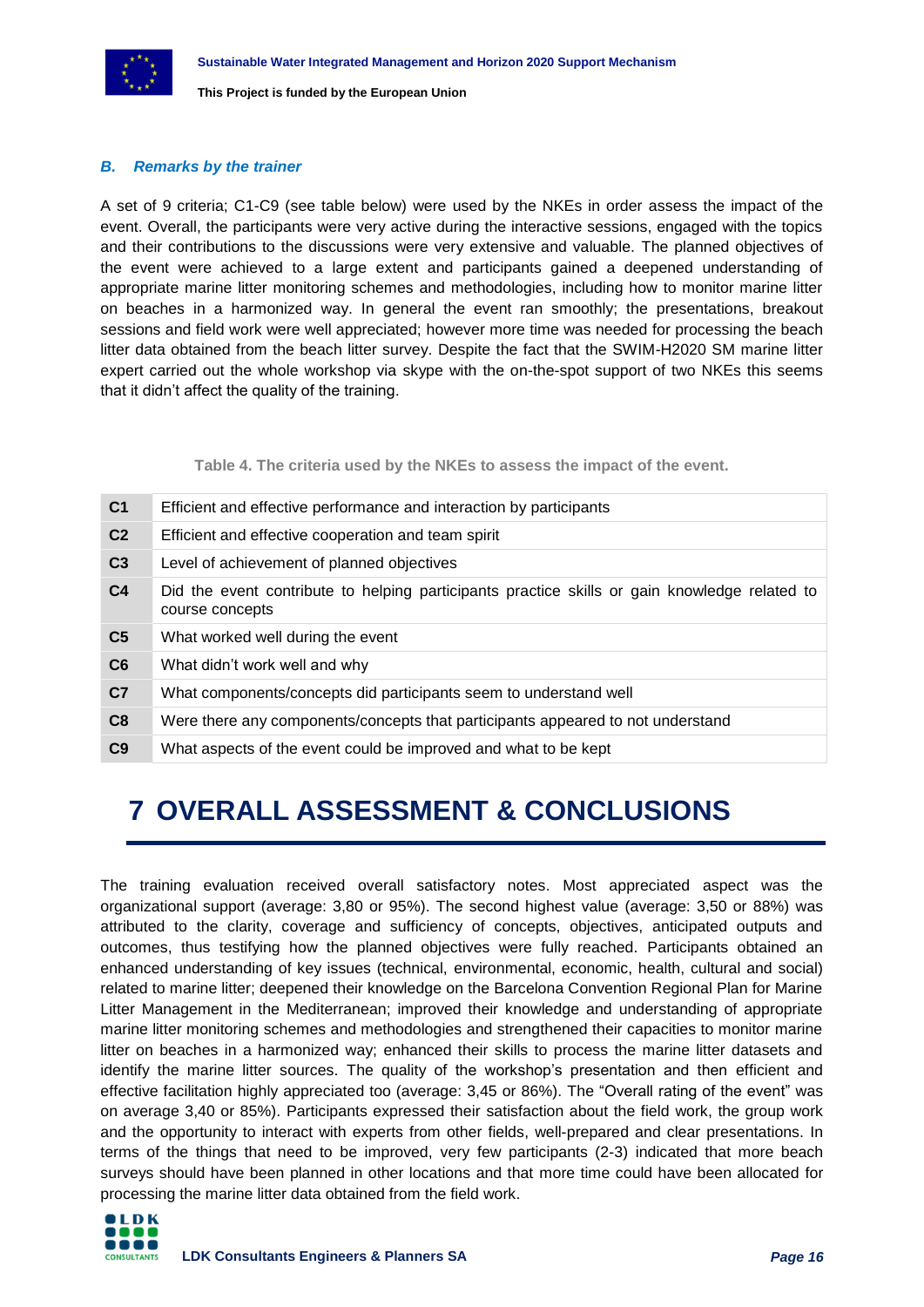### *B. Remarks by the trainer*

A set of 9 criteria; C1-C9 (see table below) were used by the NKEs in order assess the impact of the event. Overall, the participants were very active during the interactive sessions, engaged with the topics and their contributions to the discussions were very extensive and valuable. The planned objectives of the event were achieved to a large extent and participants gained a deepened understanding of appropriate marine litter monitoring schemes and methodologies, including how to monitor marine litter on beaches in a harmonized way. In general the event ran smoothly; the presentations, breakout sessions and field work were well appreciated; however more time was needed for processing the beach litter data obtained from the beach litter survey. Despite the fact that the SWIM-H2020 SM marine litter expert carried out the whole workshop via skype with the on-the-spot support of two NKEs this seems that it didn't affect the quality of the training.

**Table 4. The criteria used by the NKEs to assess the impact of the event.**

| | |
|---|---|
| **C1** | Efficient and effective performance and interaction by participants |
| **C2** | Efficient and effective cooperation and team spirit |
| **C3** | Level of achievement of planned objectives |
| **C4** | Did the event contribute to helping participants practice skills or gain knowledge related to course concepts |
| **C5** | What worked well during the event |
| **C6** | What didn't work well and why |
| **C7** | What components/concepts did participants seem to understand well |
| **C8** | Were there any components/concepts that participants appeared to not understand |
| **C9** | What aspects of the event could be improved and what to be kept |

# 7 OVERALL ASSESSMENT & CONCLUSIONS

The training evaluation received overall satisfactory notes. Most appreciated aspect was the organizational support (average: 3,80 or 95%). The second highest value (average: 3,50 or 88%) was attributed to the clarity, coverage and sufficiency of concepts, objectives, anticipated outputs and outcomes, thus testifying how the planned objectives were fully reached. Participants obtained an enhanced understanding of key issues (technical, environmental, economic, health, cultural and social) related to marine litter; deepened their knowledge on the Barcelona Convention Regional Plan for Marine Litter Management in the Mediterranean; improved their knowledge and understanding of appropriate marine litter monitoring schemes and methodologies and strengthened their capacities to monitor marine litter on beaches in a harmonized way; enhanced their skills to process the marine litter datasets and identify the marine litter sources. The quality of the workshop's presentation and then efficient and effective facilitation highly appreciated too (average: 3,45 or 86%). The "Overall rating of the event" was on average 3,40 or 85%). Participants expressed their satisfaction about the field work, the group work and the opportunity to interact with experts from other fields, well-prepared and clear presentations. In terms of the things that need to be improved, very few participants (2-3) indicated that more beach surveys should have been planned in other locations and that more time could have been allocated for processing the marine litter data obtained from the field work.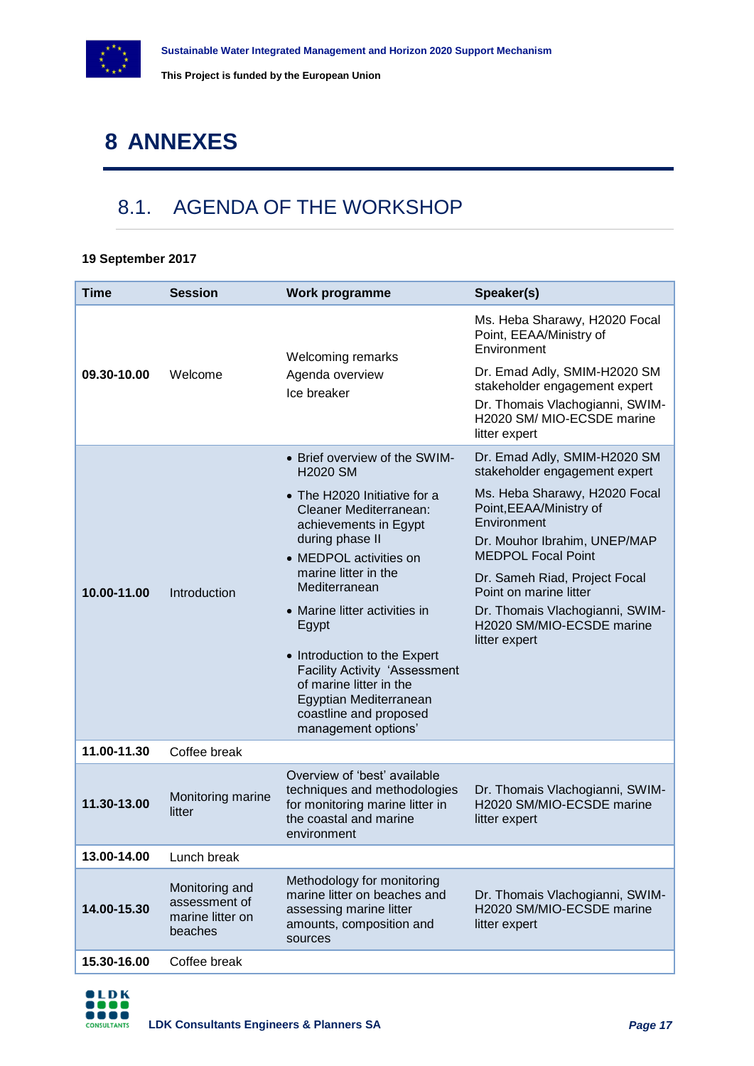# 8 ANNEXES

## 8.1. AGENDA OF THE WORKSHOP

**19 September 2017**

| Time | Session | Work programme | Speaker(s) |
|---|---|---|---|
| **09.30-10.00** | Welcome | Welcoming remarks<br>Agenda overview<br>Ice breaker | Ms. Heba Sharawy, H2020 Focal Point, EEAA/Ministry of Environment<br>Dr. Emad Adly, SMIM-H2020 SM stakeholder engagement expert<br>Dr. Thomais Vlachogianni, SWIM-H2020 SM/ MIO-ECSDE marine litter expert |
| **10.00-11.00** | Introduction | • Brief overview of the SWIM-H2020 SM<br>• The H2020 Initiative for a Cleaner Mediterranean: achievements in Egypt during phase II<br>• MEDPOL activities on marine litter in the Mediterranean<br>• Marine litter activities in Egypt<br>• Introduction to the Expert Facility Activity 'Assessment of marine litter in the Egyptian Mediterranean coastline and proposed management options' | Dr. Emad Adly, SMIM-H2020 SM stakeholder engagement expert<br>Ms. Heba Sharawy, H2020 Focal Point,EEAA/Ministry of Environment<br>Dr. Mouhor Ibrahim, UNEP/MAP MEDPOL Focal Point<br>Dr. Sameh Riad, Project Focal Point on marine litter<br>Dr. Thomais Vlachogianni, SWIM-H2020 SM/MIO-ECSDE marine litter expert |
| **11.00-11.30** | Coffee break | | |
| **11.30-13.00** | Monitoring marine litter | Overview of 'best' available techniques and methodologies for monitoring marine litter in the coastal and marine environment | Dr. Thomais Vlachogianni, SWIM-H2020 SM/MIO-ECSDE marine litter expert |
| **13.00-14.00** | Lunch break | | |
| **14.00-15.30** | Monitoring and assessment of marine litter on beaches | Methodology for monitoring marine litter on beaches and assessing marine litter amounts, composition and sources | Dr. Thomais Vlachogianni, SWIM-H2020 SM/MIO-ECSDE marine litter expert |
| **15.30-16.00** | Coffee break | | |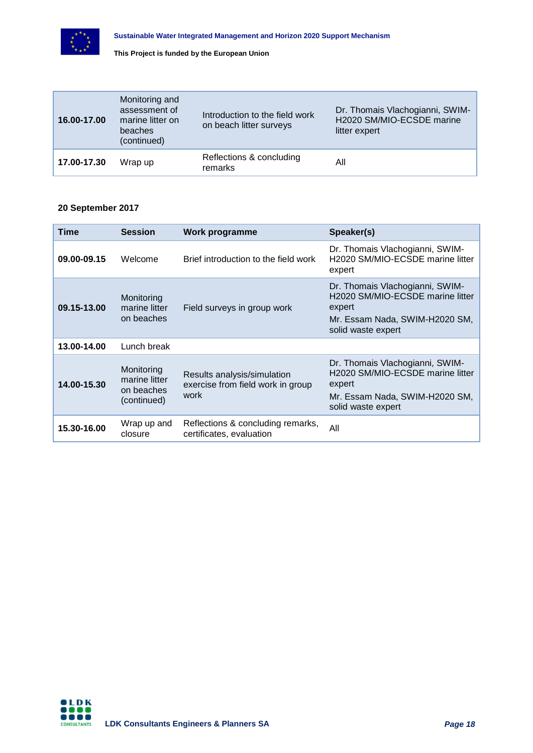| | | | |
|---|---|---|---|
| **16.00-17.00** | Monitoring and assessment of marine litter on beaches (continued) | Introduction to the field work on beach litter surveys | Dr. Thomais Vlachogianni, SWIM-H2020 SM/MIO-ECSDE marine litter expert |
| **17.00-17.30** | Wrap up | Reflections & concluding remarks | All |

**20 September 2017**

| Time | Session | Work programme | Speaker(s) |
|---|---|---|---|
| **09.00-09.15** | Welcome | Brief introduction to the field work | Dr. Thomais Vlachogianni, SWIM-H2020 SM/MIO-ECSDE marine litter expert |
| **09.15-13.00** | Monitoring marine litter on beaches | Field surveys in group work | Dr. Thomais Vlachogianni, SWIM-H2020 SM/MIO-ECSDE marine litter expert<br>Mr. Essam Nada, SWIM-H2020 SM, solid waste expert |
| **13.00-14.00** | Lunch break | | |
| **14.00-15.30** | Monitoring marine litter on beaches (continued) | Results analysis/simulation exercise from field work in group work | Dr. Thomais Vlachogianni, SWIM-H2020 SM/MIO-ECSDE marine litter expert<br>Mr. Essam Nada, SWIM-H2020 SM, solid waste expert |
| **15.30-16.00** | Wrap up and closure | Reflections & concluding remarks, certificates, evaluation | All |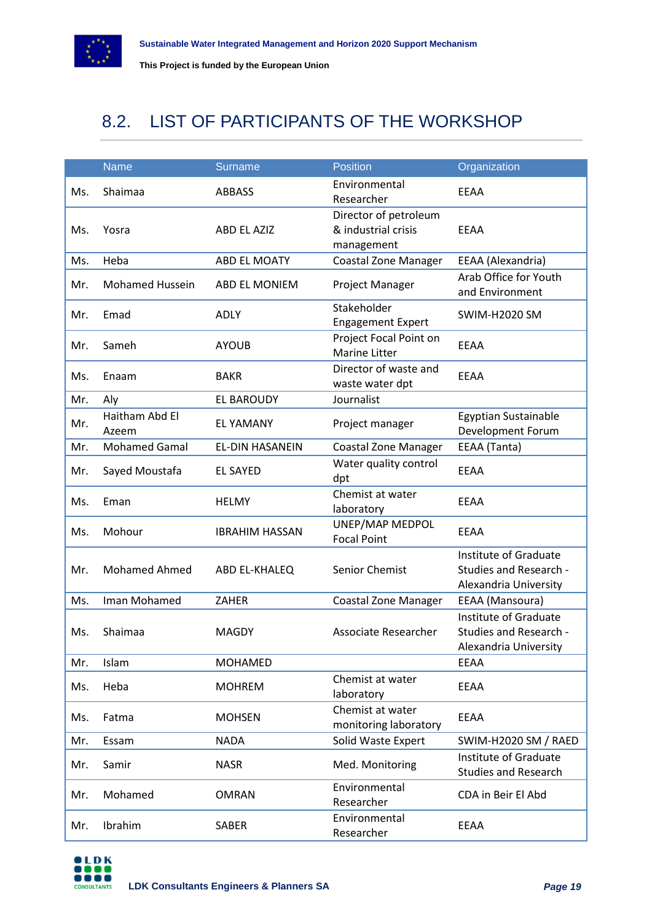## 8.2. LIST OF PARTICIPANTS OF THE WORKSHOP

| | Name | Surname | Position | Organization |
|---|---|---|---|---|
| Ms. | Shaimaa | ABBASS | Environmental Researcher | EEAA |
| Ms. | Yosra | ABD EL AZIZ | Director of petroleum & industrial crisis management | EEAA |
| Ms. | Heba | ABD EL MOATY | Coastal Zone Manager | EEAA (Alexandria) |
| Mr. | Mohamed Hussein | ABD EL MONIEM | Project Manager | Arab Office for Youth and Environment |
| Mr. | Emad | ADLY | Stakeholder Engagement Expert | SWIM-H2020 SM |
| Mr. | Sameh | AYOUB | Project Focal Point on Marine Litter | EEAA |
| Ms. | Enaam | BAKR | Director of waste and waste water dpt | EEAA |
| Mr. | Aly | EL BAROUDY | Journalist | |
| Mr. | Haitham Abd El Azeem | EL YAMANY | Project manager | Egyptian Sustainable Development Forum |
| Mr. | Mohamed Gamal | EL-DIN HASANEIN | Coastal Zone Manager | EEAA (Tanta) |
| Mr. | Sayed Moustafa | EL SAYED | Water quality control dpt | EEAA |
| Ms. | Eman | HELMY | Chemist at water laboratory | EEAA |
| Ms. | Mohour | IBRAHIM HASSAN | UNEP/MAP MEDPOL Focal Point | EEAA |
| Mr. | Mohamed Ahmed | ABD EL-KHALEQ | Senior Chemist | Institute of Graduate Studies and Research - Alexandria University |
| Ms. | Iman Mohamed | ZAHER | Coastal Zone Manager | EEAA (Mansoura) |
| Ms. | Shaimaa | MAGDY | Associate Researcher | Institute of Graduate Studies and Research - Alexandria University |
| Mr. | Islam | MOHAMED | | EEAA |
| Ms. | Heba | MOHREM | Chemist at water laboratory | EEAA |
| Ms. | Fatma | MOHSEN | Chemist at water monitoring laboratory | EEAA |
| Mr. | Essam | NADA | Solid Waste Expert | SWIM-H2020 SM / RAED |
| Mr. | Samir | NASR | Med. Monitoring | Institute of Graduate Studies and Research |
| Mr. | Mohamed | OMRAN | Environmental Researcher | CDA in Beir El Abd |
| Mr. | Ibrahim | SABER | Environmental Researcher | EEAA |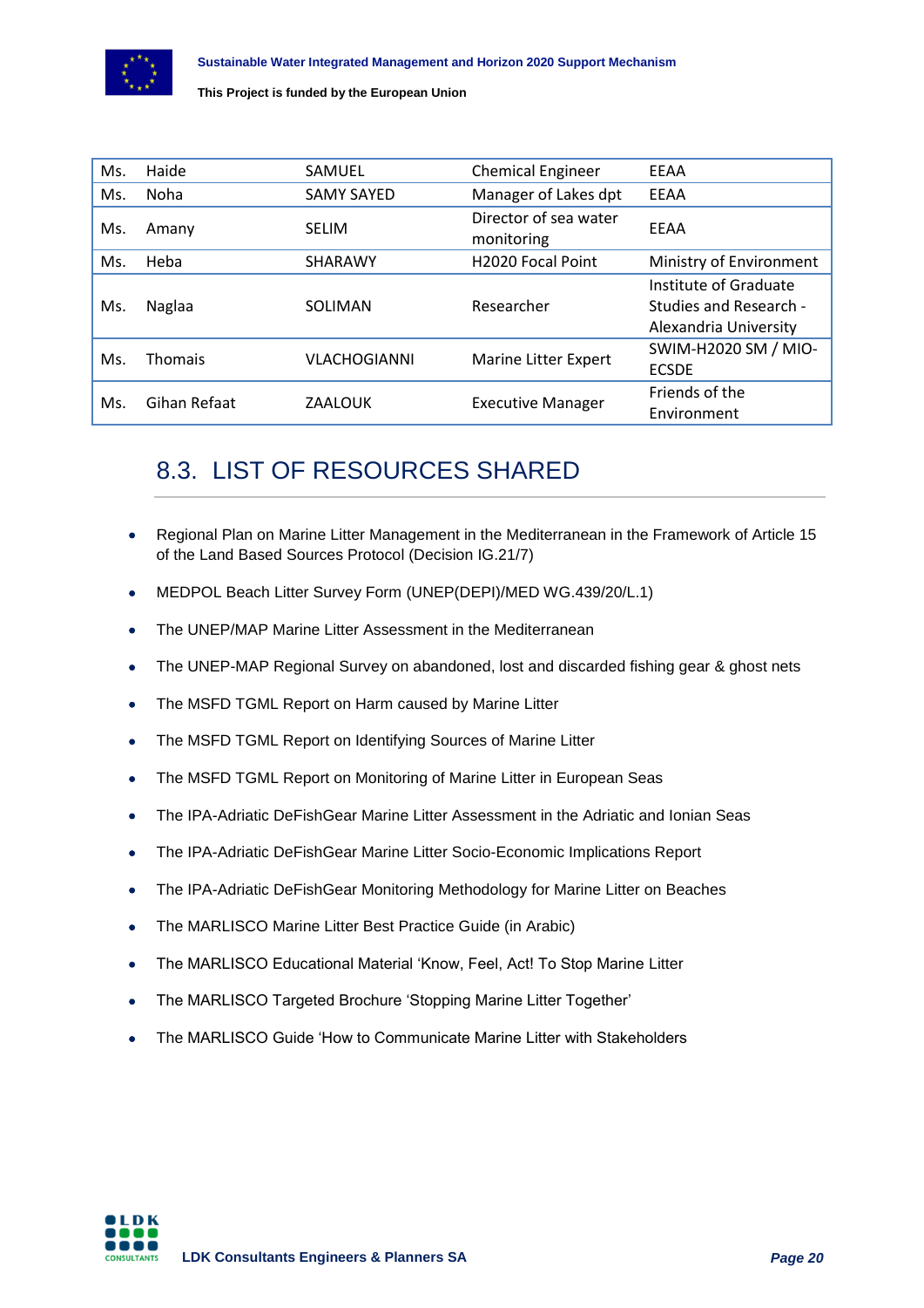| | | | | |
|---|---|---|---|---|
| Ms. | Haide | SAMUEL | Chemical Engineer | EEAA |
| Ms. | Noha | SAMY SAYED | Manager of Lakes dpt | EEAA |
| Ms. | Amany | SELIM | Director of sea water monitoring | EEAA |
| Ms. | Heba | SHARAWY | H2020 Focal Point | Ministry of Environment |
| Ms. | Naglaa | SOLIMAN | Researcher | Institute of Graduate Studies and Research - Alexandria University |
| Ms. | Thomais | VLACHOGIANNI | Marine Litter Expert | SWIM-H2020 SM / MIO-ECSDE |
| Ms. | Gihan Refaat | ZAALOUK | Executive Manager | Friends of the Environment |

## 8.3. LIST OF RESOURCES SHARED

- Regional Plan on Marine Litter Management in the Mediterranean in the Framework of Article 15 of the Land Based Sources Protocol (Decision IG.21/7)
- MEDPOL Beach Litter Survey Form (UNEP(DEPI)/MED WG.439/20/L.1)
- The UNEP/MAP Marine Litter Assessment in the Mediterranean
- The UNEP-MAP Regional Survey on abandoned, lost and discarded fishing gear & ghost nets
- The MSFD TGML Report on Harm caused by Marine Litter
- The MSFD TGML Report on Identifying Sources of Marine Litter
- The MSFD TGML Report on Monitoring of Marine Litter in European Seas
- The IPA-Adriatic DeFishGear Marine Litter Assessment in the Adriatic and Ionian Seas
- The IPA-Adriatic DeFishGear Marine Litter Socio-Economic Implications Report
- The IPA-Adriatic DeFishGear Monitoring Methodology for Marine Litter on Beaches
- The MARLISCO Marine Litter Best Practice Guide (in Arabic)
- The MARLISCO Educational Material 'Know, Feel, Act! To Stop Marine Litter
- The MARLISCO Targeted Brochure 'Stopping Marine Litter Together'
- The MARLISCO Guide 'How to Communicate Marine Litter with Stakeholders